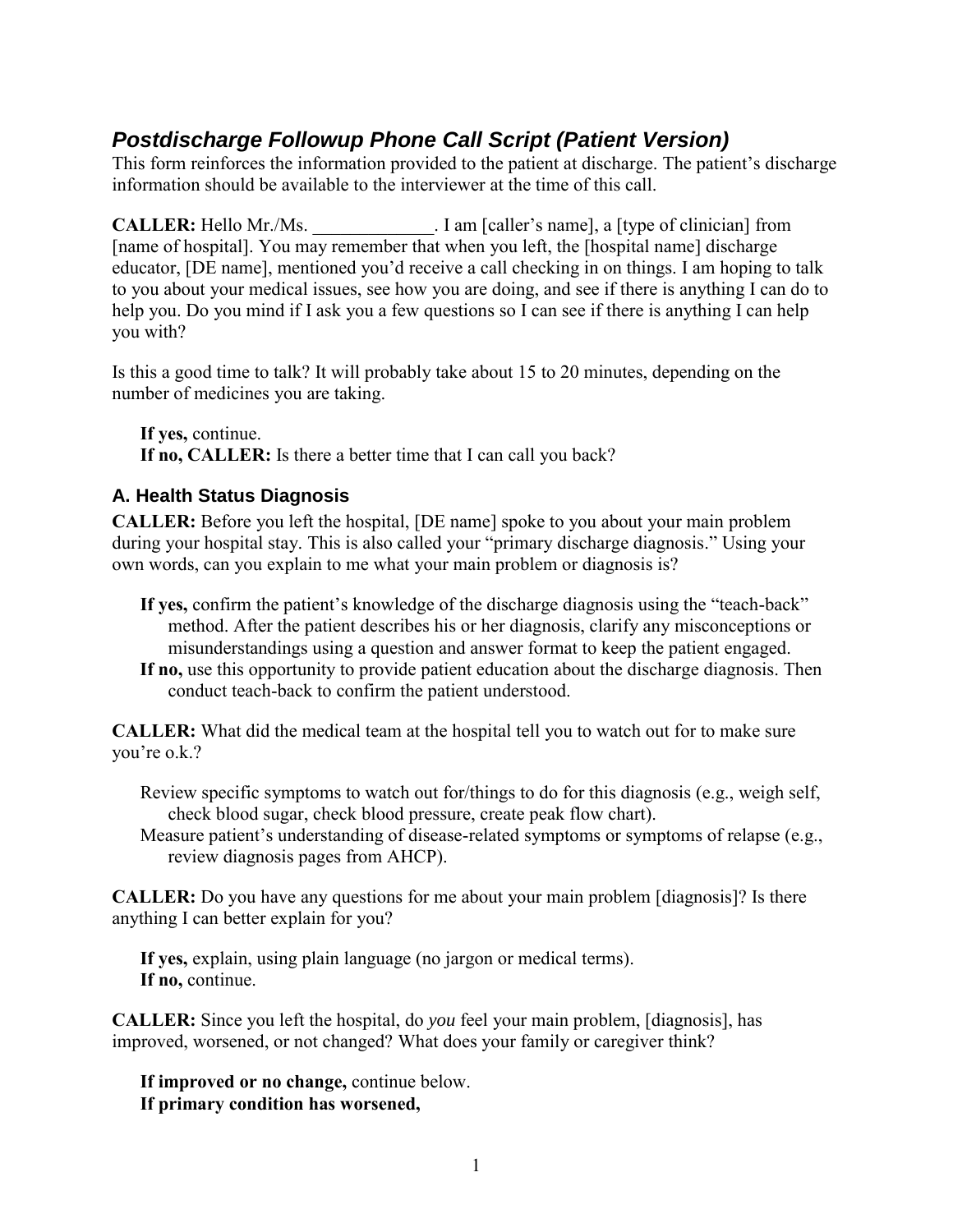# *Postdischarge Followup Phone Call Script (Patient Version)*

This form reinforces the information provided to the patient at discharge. The patient's discharge information should be available to the interviewer at the time of this call.

**CALLER:** Hello Mr./Ms. _____________. I am [caller's name], a [type of clinician] from [name of hospital]. You may remember that when you left, the [hospital name] discharge educator, [DE name], mentioned you'd receive a call checking in on things. I am hoping to talk to you about your medical issues, see how you are doing, and see if there is anything I can do to help you. Do you mind if I ask you a few questions so I can see if there is anything I can help you with?

Is this a good time to talk? It will probably take about 15 to 20 minutes, depending on the number of medicines you are taking.

**If yes,** continue.
**If no, CALLER:** Is there a better time that I can call you back?

## A. Health Status Diagnosis

**CALLER:** Before you left the hospital, [DE name] spoke to you about your main problem during your hospital stay. This is also called your "primary discharge diagnosis." Using your own words, can you explain to me what your main problem or diagnosis is?

**If yes,** confirm the patient's knowledge of the discharge diagnosis using the "teach-back" method. After the patient describes his or her diagnosis, clarify any misconceptions or misunderstandings using a question and answer format to keep the patient engaged.
**If no,** use this opportunity to provide patient education about the discharge diagnosis. Then conduct teach-back to confirm the patient understood.

**CALLER:** What did the medical team at the hospital tell you to watch out for to make sure you're o.k.?

Review specific symptoms to watch out for/things to do for this diagnosis (e.g., weigh self, check blood sugar, check blood pressure, create peak flow chart).
Measure patient's understanding of disease-related symptoms or symptoms of relapse (e.g., review diagnosis pages from AHCP).

**CALLER:** Do you have any questions for me about your main problem [diagnosis]? Is there anything I can better explain for you?

**If yes,** explain, using plain language (no jargon or medical terms).
**If no,** continue.

**CALLER:** Since you left the hospital, do *you* feel your main problem, [diagnosis], has improved, worsened, or not changed? What does your family or caregiver think?

**If improved or no change,** continue below.
**If primary condition has worsened,**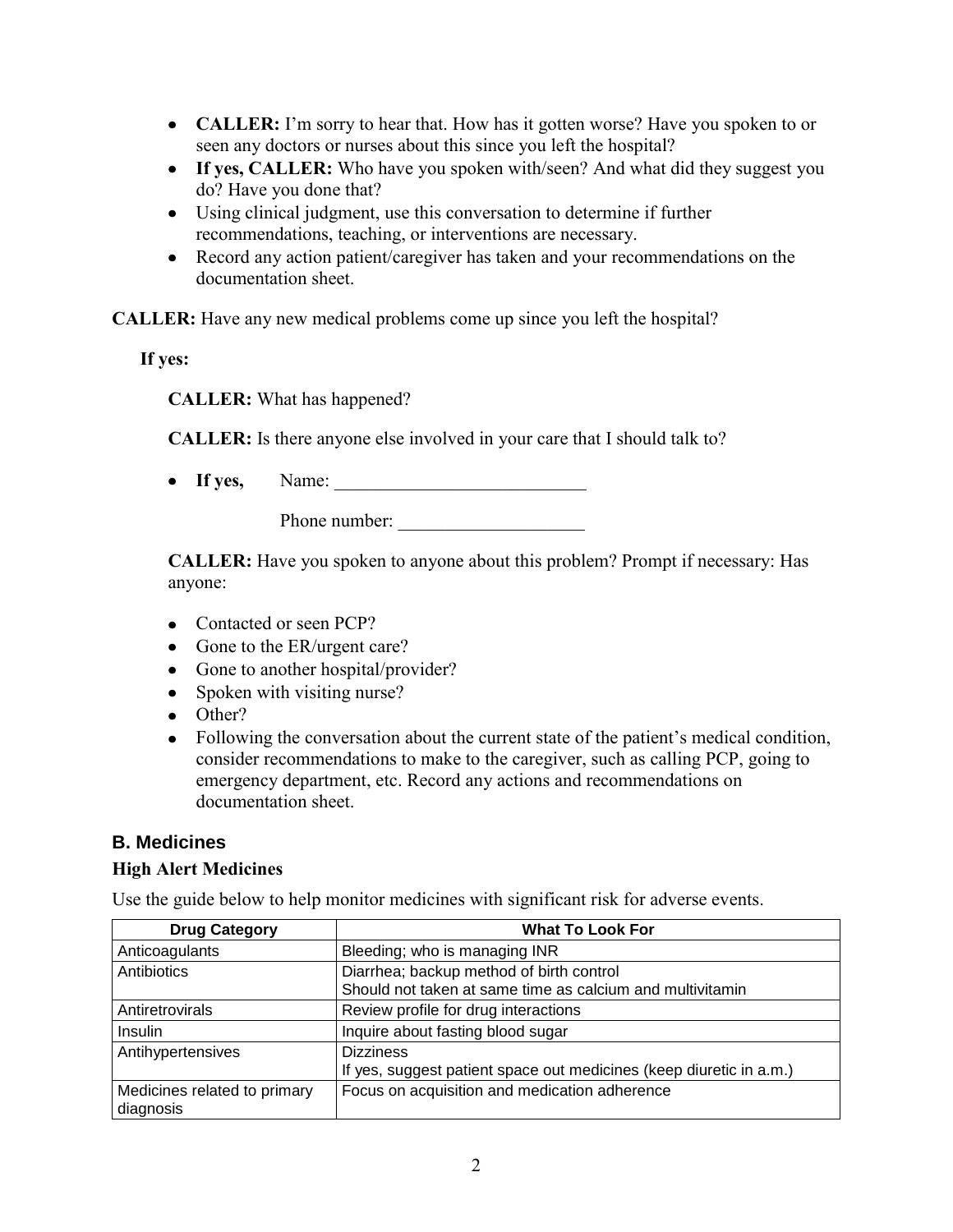- **CALLER:** I'm sorry to hear that. How has it gotten worse? Have you spoken to or seen any doctors or nurses about this since you left the hospital?
- **If yes, CALLER:** Who have you spoken with/seen? And what did they suggest you do? Have you done that?
- Using clinical judgment, use this conversation to determine if further recommendations, teaching, or interventions are necessary.
- Record any action patient/caregiver has taken and your recommendations on the documentation sheet.

**CALLER:** Have any new medical problems come up since you left the hospital?

**If yes:**

**CALLER:** What has happened?

**CALLER:** Is there anyone else involved in your care that I should talk to?

- **If yes,** Name: ___________________________

  Phone number: ____________________

**CALLER:** Have you spoken to anyone about this problem? Prompt if necessary: Has anyone:

- Contacted or seen PCP?
- Gone to the ER/urgent care?
- Gone to another hospital/provider?
- Spoken with visiting nurse?
- Other?
- Following the conversation about the current state of the patient's medical condition, consider recommendations to make to the caregiver, such as calling PCP, going to emergency department, etc. Record any actions and recommendations on documentation sheet.

## B. Medicines

### High Alert Medicines

Use the guide below to help monitor medicines with significant risk for adverse events.

| Drug Category | What To Look For |
|---|---|
| Anticoagulants | Bleeding; who is managing INR |
| Antibiotics | Diarrhea; backup method of birth control<br>Should not taken at same time as calcium and multivitamin |
| Antiretrovirals | Review profile for drug interactions |
| Insulin | Inquire about fasting blood sugar |
| Antihypertensives | Dizziness<br>If yes, suggest patient space out medicines (keep diuretic in a.m.) |
| Medicines related to primary diagnosis | Focus on acquisition and medication adherence |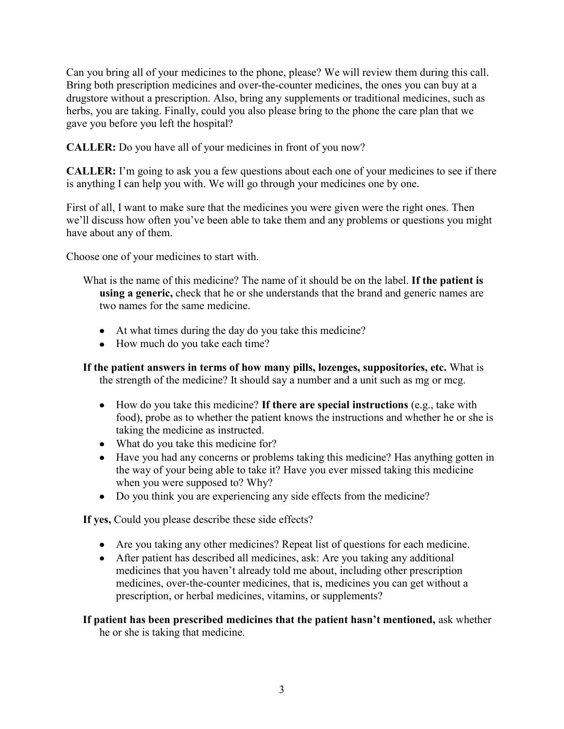Can you bring all of your medicines to the phone, please? We will review them during this call. Bring both prescription medicines and over-the-counter medicines, the ones you can buy at a drugstore without a prescription. Also, bring any supplements or traditional medicines, such as herbs, you are taking. Finally, could you also please bring to the phone the care plan that we gave you before you left the hospital?

**CALLER:** Do you have all of your medicines in front of you now?

**CALLER:** I'm going to ask you a few questions about each one of your medicines to see if there is anything I can help you with. We will go through your medicines one by one.

First of all, I want to make sure that the medicines you were given were the right ones. Then we'll discuss how often you've been able to take them and any problems or questions you might have about any of them.

Choose one of your medicines to start with.

What is the name of this medicine? The name of it should be on the label. **If the patient is using a generic,** check that he or she understands that the brand and generic names are two names for the same medicine.

- At what times during the day do you take this medicine?
- How much do you take each time?

**If the patient answers in terms of how many pills, lozenges, suppositories, etc.** What is the strength of the medicine? It should say a number and a unit such as mg or mcg.

- How do you take this medicine? **If there are special instructions** (e.g., take with food), probe as to whether the patient knows the instructions and whether he or she is taking the medicine as instructed.
- What do you take this medicine for?
- Have you had any concerns or problems taking this medicine? Has anything gotten in the way of your being able to take it? Have you ever missed taking this medicine when you were supposed to? Why?
- Do you think you are experiencing any side effects from the medicine?

**If yes,** Could you please describe these side effects?

- Are you taking any other medicines? Repeat list of questions for each medicine.
- After patient has described all medicines, ask: Are you taking any additional medicines that you haven't already told me about, including other prescription medicines, over-the-counter medicines, that is, medicines you can get without a prescription, or herbal medicines, vitamins, or supplements?

**If patient has been prescribed medicines that the patient hasn't mentioned,** ask whether he or she is taking that medicine.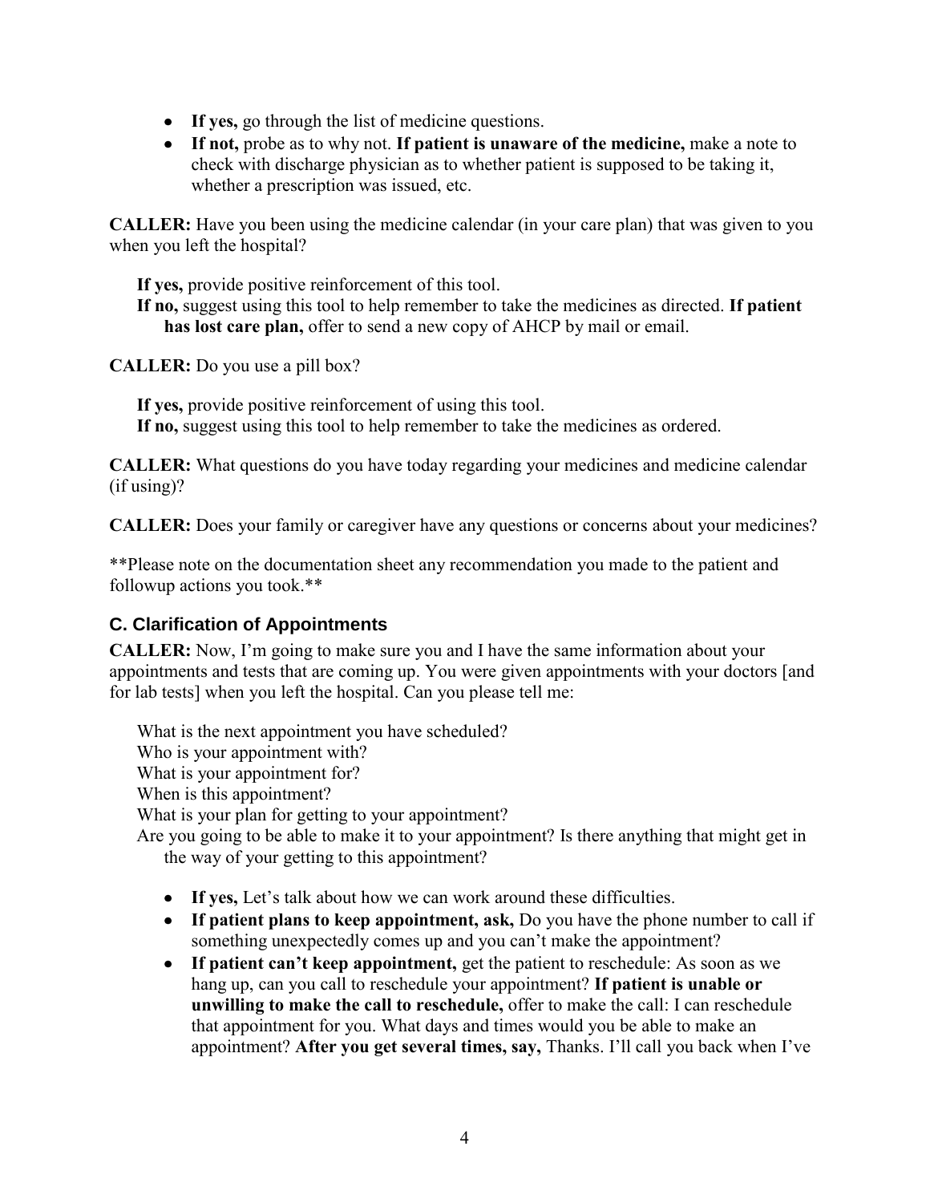- **If yes,** go through the list of medicine questions.
- **If not,** probe as to why not. **If patient is unaware of the medicine,** make a note to check with discharge physician as to whether patient is supposed to be taking it, whether a prescription was issued, etc.

**CALLER:** Have you been using the medicine calendar (in your care plan) that was given to you when you left the hospital?

> **If yes,** provide positive reinforcement of this tool.
> **If no,** suggest using this tool to help remember to take the medicines as directed. **If patient has lost care plan,** offer to send a new copy of AHCP by mail or email.

**CALLER:** Do you use a pill box?

> **If yes,** provide positive reinforcement of using this tool.
> **If no,** suggest using this tool to help remember to take the medicines as ordered.

**CALLER:** What questions do you have today regarding your medicines and medicine calendar (if using)?

**CALLER:** Does your family or caregiver have any questions or concerns about your medicines?

**Please note on the documentation sheet any recommendation you made to the patient and followup actions you took.**

## C. Clarification of Appointments

**CALLER:** Now, I'm going to make sure you and I have the same information about your appointments and tests that are coming up. You were given appointments with your doctors [and for lab tests] when you left the hospital. Can you please tell me:

> What is the next appointment you have scheduled?
> Who is your appointment with?
> What is your appointment for?
> When is this appointment?
> What is your plan for getting to your appointment?
> Are you going to be able to make it to your appointment? Is there anything that might get in the way of your getting to this appointment?

- **If yes,** Let's talk about how we can work around these difficulties.
- **If patient plans to keep appointment, ask,** Do you have the phone number to call if something unexpectedly comes up and you can't make the appointment?
- **If patient can't keep appointment,** get the patient to reschedule: As soon as we hang up, can you call to reschedule your appointment? **If patient is unable or unwilling to make the call to reschedule,** offer to make the call: I can reschedule that appointment for you. What days and times would you be able to make an appointment? **After you get several times, say,** Thanks. I'll call you back when I've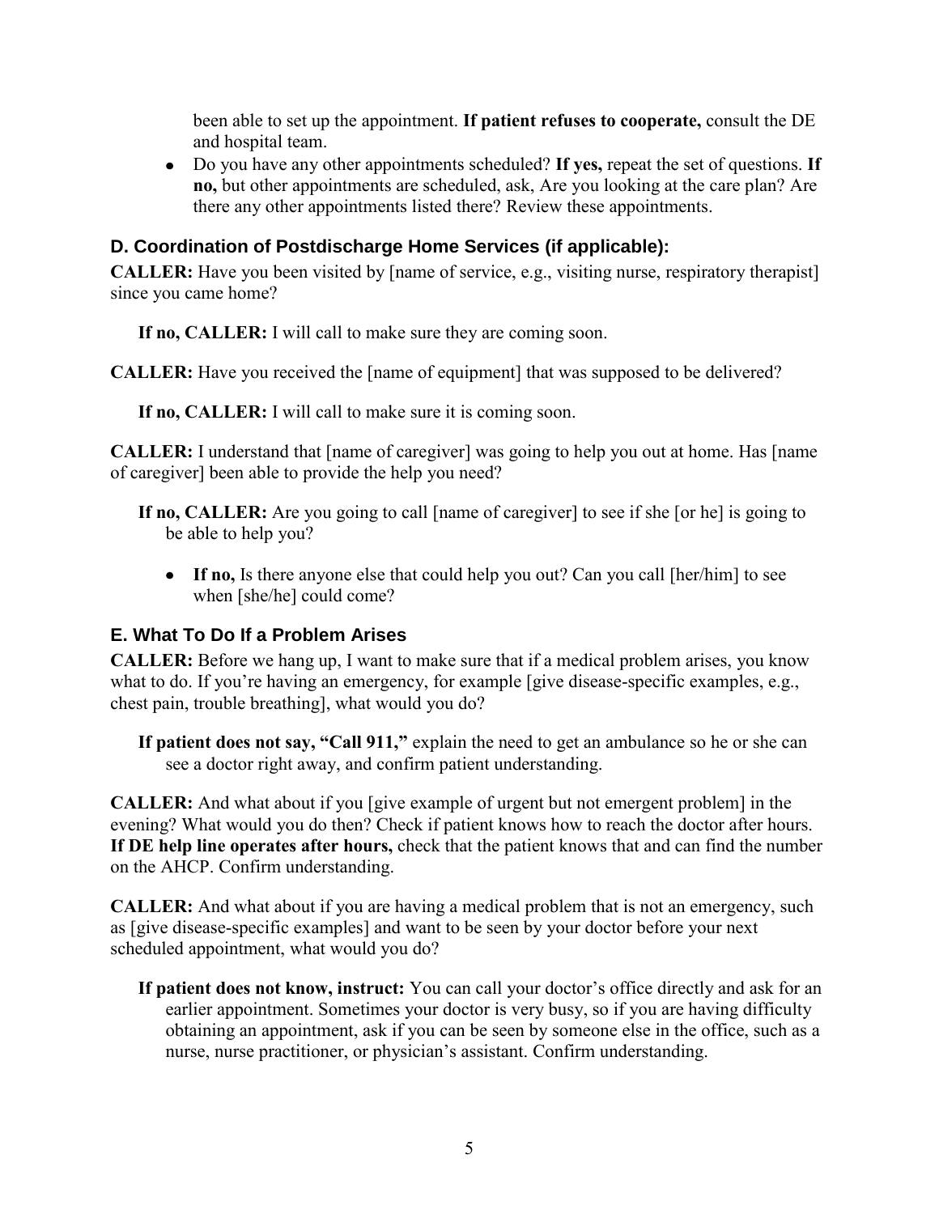been able to set up the appointment. **If patient refuses to cooperate,** consult the DE and hospital team.

- Do you have any other appointments scheduled? **If yes,** repeat the set of questions. **If no,** but other appointments are scheduled, ask, Are you looking at the care plan? Are there any other appointments listed there? Review these appointments.

## D. Coordination of Postdischarge Home Services (if applicable):

**CALLER:** Have you been visited by [name of service, e.g., visiting nurse, respiratory therapist] since you came home?

**If no, CALLER:** I will call to make sure they are coming soon.

**CALLER:** Have you received the [name of equipment] that was supposed to be delivered?

**If no, CALLER:** I will call to make sure it is coming soon.

**CALLER:** I understand that [name of caregiver] was going to help you out at home. Has [name of caregiver] been able to provide the help you need?

**If no, CALLER:** Are you going to call [name of caregiver] to see if she [or he] is going to be able to help you?

- **If no,** Is there anyone else that could help you out? Can you call [her/him] to see when [she/he] could come?

## E. What To Do If a Problem Arises

**CALLER:** Before we hang up, I want to make sure that if a medical problem arises, you know what to do. If you're having an emergency, for example [give disease-specific examples, e.g., chest pain, trouble breathing], what would you do?

**If patient does not say, "Call 911,"** explain the need to get an ambulance so he or she can see a doctor right away, and confirm patient understanding.

**CALLER:** And what about if you [give example of urgent but not emergent problem] in the evening? What would you do then? Check if patient knows how to reach the doctor after hours. **If DE help line operates after hours,** check that the patient knows that and can find the number on the AHCP. Confirm understanding.

**CALLER:** And what about if you are having a medical problem that is not an emergency, such as [give disease-specific examples] and want to be seen by your doctor before your next scheduled appointment, what would you do?

**If patient does not know, instruct:** You can call your doctor's office directly and ask for an earlier appointment. Sometimes your doctor is very busy, so if you are having difficulty obtaining an appointment, ask if you can be seen by someone else in the office, such as a nurse, nurse practitioner, or physician's assistant. Confirm understanding.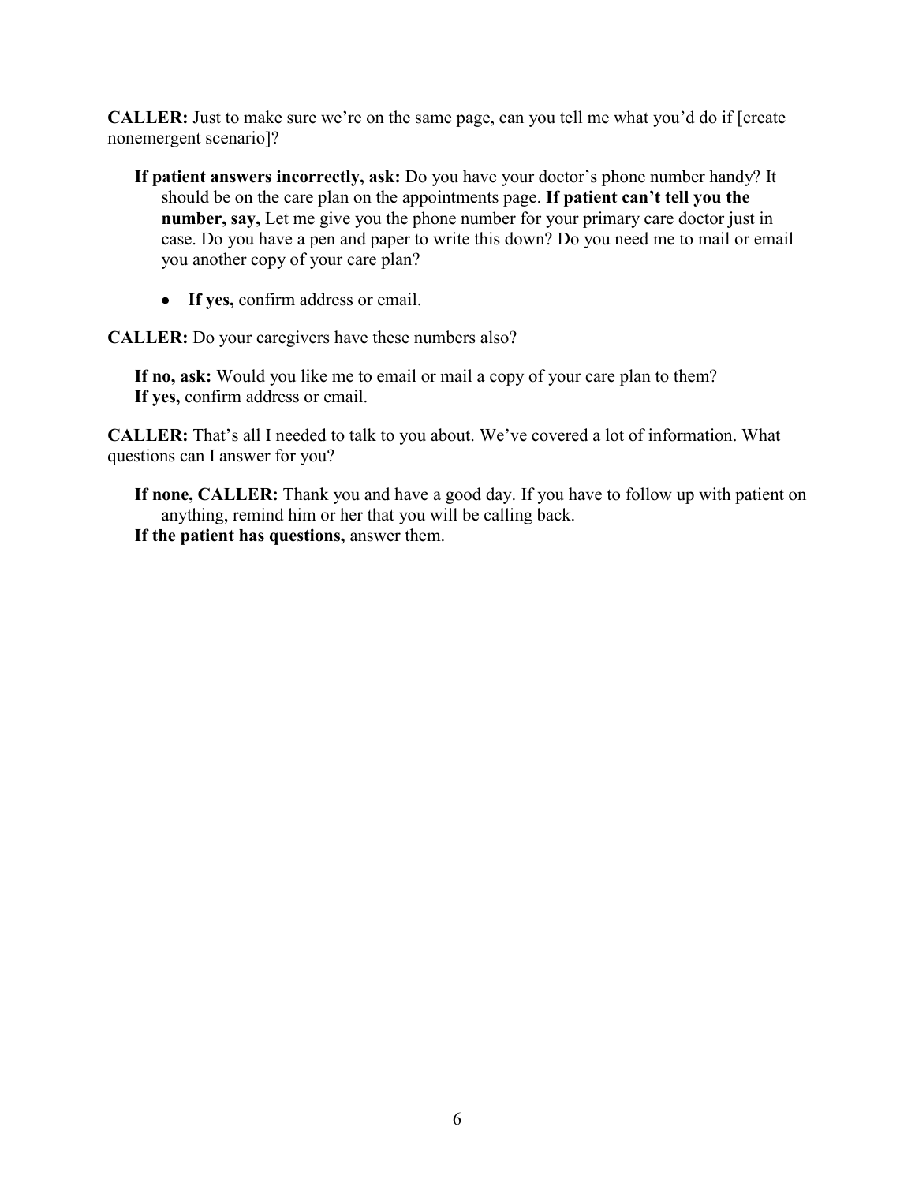**CALLER:** Just to make sure we're on the same page, can you tell me what you'd do if [create nonemergent scenario]?

> **If patient answers incorrectly, ask:** Do you have your doctor's phone number handy? It should be on the care plan on the appointments page. **If patient can't tell you the number, say,** Let me give you the phone number for your primary care doctor just in case. Do you have a pen and paper to write this down? Do you need me to mail or email you another copy of your care plan?
>
> - **If yes,** confirm address or email.

**CALLER:** Do your caregivers have these numbers also?

> **If no, ask:** Would you like me to email or mail a copy of your care plan to them?
> **If yes,** confirm address or email.

**CALLER:** That's all I needed to talk to you about. We've covered a lot of information. What questions can I answer for you?

> **If none, CALLER:** Thank you and have a good day. If you have to follow up with patient on anything, remind him or her that you will be calling back.
> **If the patient has questions,** answer them.